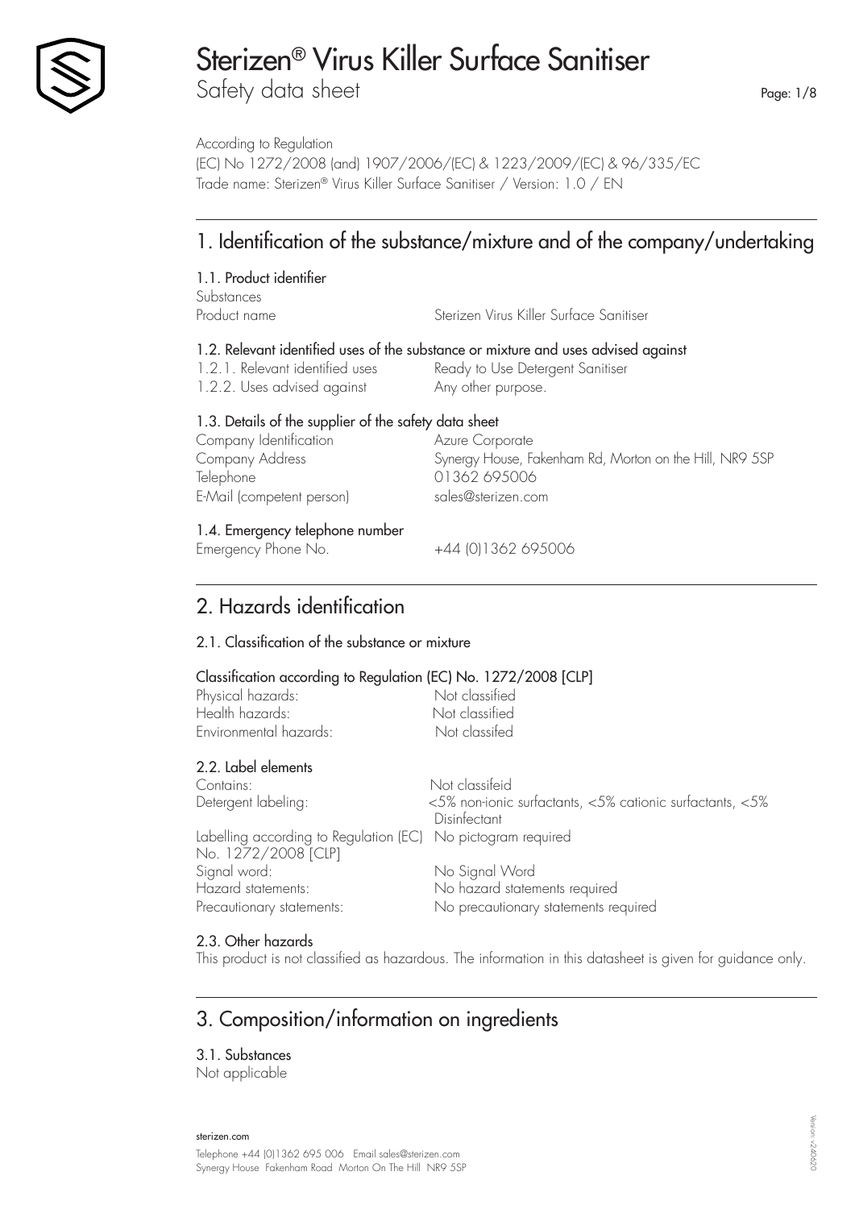# Sterizen® Virus Killer Surface Sanitiser

Safety data sheet

According to Regulation
(EC) No 1272/2008 (and) 1907/2006/(EC) & 1223/2009/(EC) & 96/335/EC
Trade name: Sterizen® Virus Killer Surface Sanitiser / Version: 1.0 / EN

## 1. Identification of the substance/mixture and of the company/undertaking

### 1.1. Product identifier

| | |
|---|---|
| Substances | |
| Product name | Sterizen Virus Killer Surface Sanitiser |

### 1.2. Relevant identified uses of the substance or mixture and uses advised against

| | |
|---|---|
| 1.2.1. Relevant identified uses | Ready to Use Detergent Sanitiser |
| 1.2.2. Uses advised against | Any other purpose. |

### 1.3. Details of the supplier of the safety data sheet

| | |
|---|---|
| Company Identification | Azure Corporate |
| Company Address | Synergy House, Fakenham Rd, Morton on the Hill, NR9 5SP |
| Telephone | 01362 695006 |
| E-Mail (competent person) | sales@sterizen.com |

### 1.4. Emergency telephone number

| | |
|---|---|
| Emergency Phone No. | +44 (0)1362 695006 |

## 2. Hazards identification

### 2.1. Classification of the substance or mixture

**Classification according to Regulation (EC) No. 1272/2008 [CLP]**

| | |
|---|---|
| Physical hazards: | Not classified |
| Health hazards: | Not classified |
| Environmental hazards: | Not classifed |

### 2.2. Label elements

| | |
|---|---|
| Contains: | Not classifeid |
| Detergent labeling: | <5% non-ionic surfactants, <5% cationic surfactants, <5% Disinfectant |
| Labelling according to Regulation (EC) No. 1272/2008 [CLP] | No pictogram required |
| Signal word: | No Signal Word |
| Hazard statements: | No hazard statements required |
| Precautionary statements: | No precautionary statements required |

### 2.3. Other hazards

This product is not classified as hazardous. The information in this datasheet is given for guidance only.

## 3. Composition/information on ingredients

### 3.1. Substances

Not applicable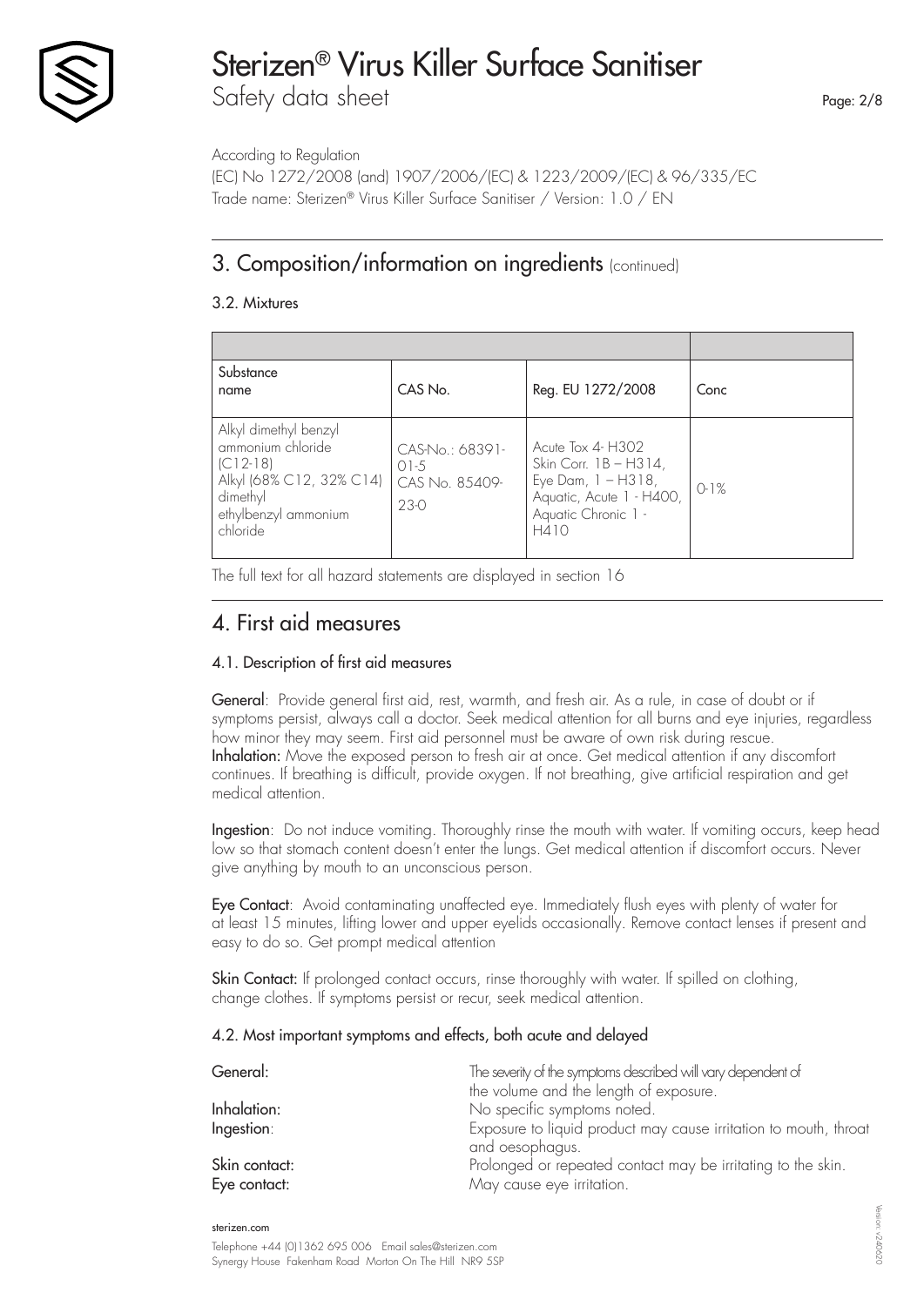According to Regulation
(EC) No 1272/2008 (and) 1907/2006/(EC) & 1223/2009/(EC) & 96/335/EC
Trade name: Sterizen® Virus Killer Surface Sanitiser / Version: 1.0 / EN

## 3. Composition/information on ingredients (continued)

### 3.2. Mixtures

| Substance name | CAS No. | Reg. EU 1272/2008 | Conc |
|---|---|---|---|
| Alkyl dimethyl benzyl ammonium chloride (C12-18) Alkyl (68% C12, 32% C14) dimethyl ethylbenzyl ammonium chloride | CAS-No.: 68391-01-5 CAS No. 85409-23-0 | Acute Tox 4- H302 Skin Corr. 1B – H314, Eye Dam, 1 – H318, Aquatic, Acute 1 - H400, Aquatic Chronic 1 - H410 | 0-1% |

The full text for all hazard statements are displayed in section 16

## 4. First aid measures

### 4.1. Description of first aid measures

**General**: Provide general first aid, rest, warmth, and fresh air. As a rule, in case of doubt or if symptoms persist, always call a doctor. Seek medical attention for all burns and eye injuries, regardless how minor they may seem. First aid personnel must be aware of own risk during rescue.
**Inhalation:** Move the exposed person to fresh air at once. Get medical attention if any discomfort continues. If breathing is difficult, provide oxygen. If not breathing, give artificial respiration and get medical attention.

**Ingestion**: Do not induce vomiting. Thoroughly rinse the mouth with water. If vomiting occurs, keep head low so that stomach content doesn't enter the lungs. Get medical attention if discomfort occurs. Never give anything by mouth to an unconscious person.

**Eye Contact**: Avoid contaminating unaffected eye. Immediately flush eyes with plenty of water for at least 15 minutes, lifting lower and upper eyelids occasionally. Remove contact lenses if present and easy to do so. Get prompt medical attention

**Skin Contact:** If prolonged contact occurs, rinse thoroughly with water. If spilled on clothing, change clothes. If symptoms persist or recur, seek medical attention.

### 4.2. Most important symptoms and effects, both acute and delayed

| | |
|---|---|
| General: | The severity of the symptoms described will vary dependent of the volume and the length of exposure. |
| Inhalation: | No specific symptoms noted. |
| Ingestion: | Exposure to liquid product may cause irritation to mouth, throat and oesophagus. |
| Skin contact: | Prolonged or repeated contact may be irritating to the skin. |
| Eye contact: | May cause eye irritation. |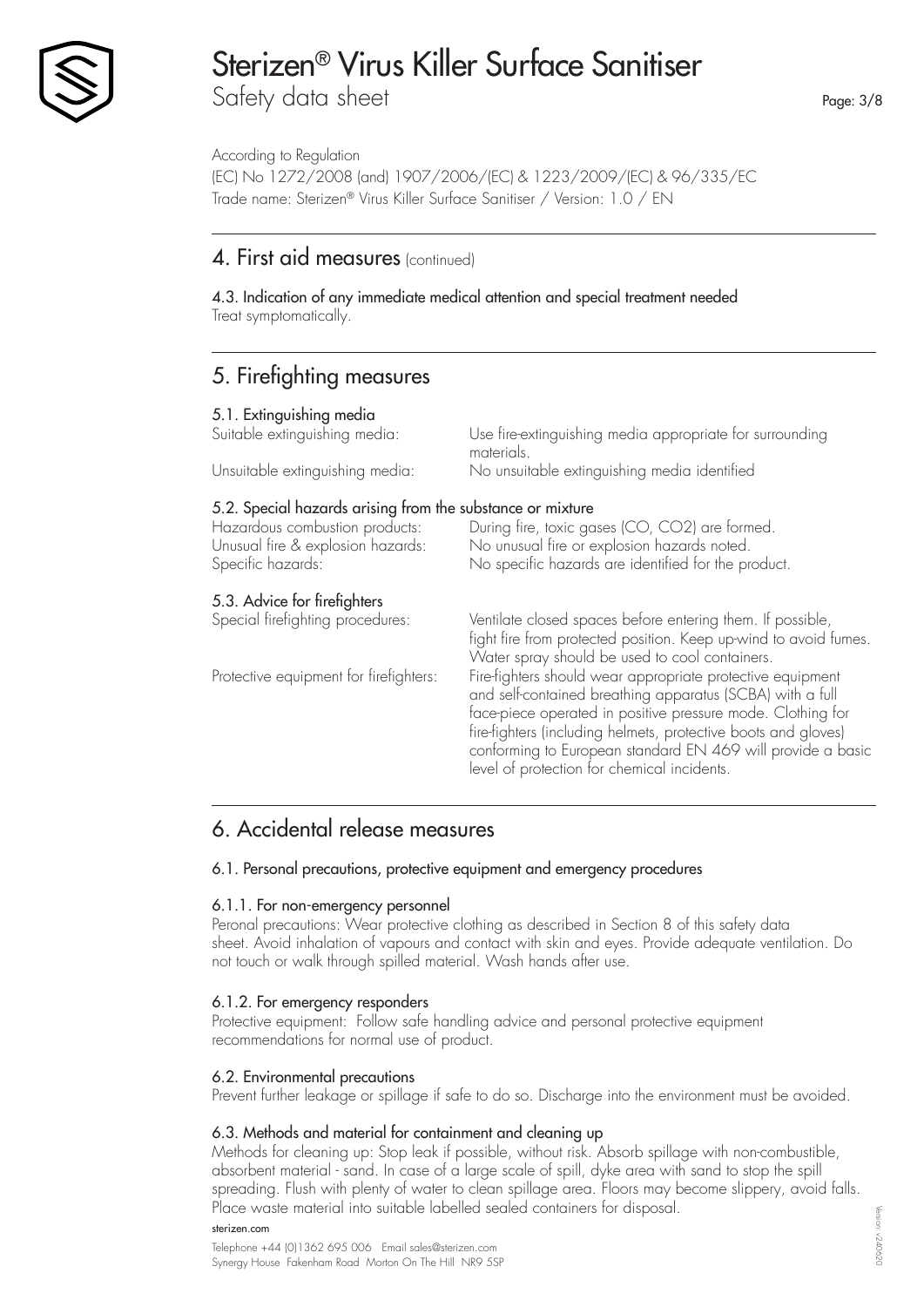According to Regulation
(EC) No 1272/2008 (and) 1907/2006/(EC) & 1223/2009/(EC) & 96/335/EC
Trade name: Sterizen® Virus Killer Surface Sanitiser / Version: 1.0 / EN

## 4. First aid measures (continued)

### 4.3. Indication of any immediate medical attention and special treatment needed

Treat symptomatically.

## 5. Firefighting measures

### 5.1. Extinguishing media

| | |
|---|---|
| Suitable extinguishing media: | Use fire-extinguishing media appropriate for surrounding materials. |
| Unsuitable extinguishing media: | No unsuitable extinguishing media identified |

### 5.2. Special hazards arising from the substance or mixture

| | |
|---|---|
| Hazardous combustion products: | During fire, toxic gases (CO, $CO_2$) are formed. |
| Unusual fire & explosion hazards: | No unusual fire or explosion hazards noted. |
| Specific hazards: | No specific hazards are identified for the product. |

### 5.3. Advice for firefighters

| | |
|---|---|
| Special firefighting procedures: | Ventilate closed spaces before entering them. If possible, fight fire from protected position. Keep up-wind to avoid fumes. Water spray should be used to cool containers. |
| Protective equipment for firefighters: | Fire-fighters should wear appropriate protective equipment and self-contained breathing apparatus (SCBA) with a full face-piece operated in positive pressure mode. Clothing for fire-fighters (including helmets, protective boots and gloves) conforming to European standard EN 469 will provide a basic level of protection for chemical incidents. |

## 6. Accidental release measures

### 6.1. Personal precautions, protective equipment and emergency procedures

#### 6.1.1. For non-emergency personnel

Peronal precautions: Wear protective clothing as described in Section 8 of this safety data sheet. Avoid inhalation of vapours and contact with skin and eyes. Provide adequate ventilation. Do not touch or walk through spilled material. Wash hands after use.

#### 6.1.2. For emergency responders

Protective equipment: Follow safe handling advice and personal protective equipment recommendations for normal use of product.

### 6.2. Environmental precautions

Prevent further leakage or spillage if safe to do so. Discharge into the environment must be avoided.

### 6.3. Methods and material for containment and cleaning up

Methods for cleaning up: Stop leak if possible, without risk. Absorb spillage with non-combustible, absorbent material - sand. In case of a large scale of spill, dyke area with sand to stop the spill spreading. Flush with plenty of water to clean spillage area. Floors may become slippery, avoid falls. Place waste material into suitable labelled sealed containers for disposal.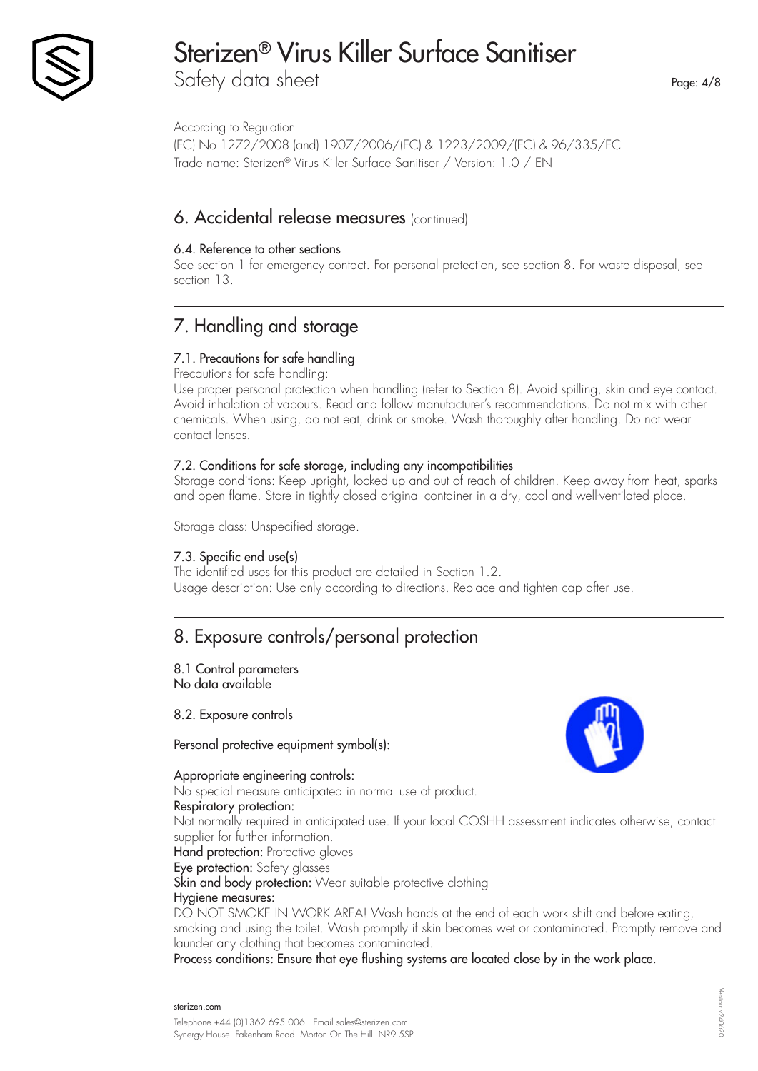According to Regulation
(EC) No 1272/2008 (and) 1907/2006/(EC) & 1223/2009/(EC) & 96/335/EC
Trade name: Sterizen® Virus Killer Surface Sanitiser / Version: 1.0 / EN

## 6. Accidental release measures (continued)

### 6.4. Reference to other sections

See section 1 for emergency contact. For personal protection, see section 8. For waste disposal, see section 13.

## 7. Handling and storage

### 7.1. Precautions for safe handling

Precautions for safe handling:
Use proper personal protection when handling (refer to Section 8). Avoid spilling, skin and eye contact. Avoid inhalation of vapours. Read and follow manufacturer's recommendations. Do not mix with other chemicals. When using, do not eat, drink or smoke. Wash thoroughly after handling. Do not wear contact lenses.

### 7.2. Conditions for safe storage, including any incompatibilities

Storage conditions: Keep upright, locked up and out of reach of children. Keep away from heat, sparks and open flame. Store in tightly closed original container in a dry, cool and well-ventilated place.

Storage class: Unspecified storage.

### 7.3. Specific end use(s)

The identified uses for this product are detailed in Section 1.2.
Usage description: Use only according to directions. Replace and tighten cap after use.

## 8. Exposure controls/personal protection

### 8.1 Control parameters

No data available

### 8.2. Exposure controls

Personal protective equipment symbol(s):

**Appropriate engineering controls:**
No special measure anticipated in normal use of product.

**Respiratory protection:**
Not normally required in anticipated use. If your local COSHH assessment indicates otherwise, contact supplier for further information.

**Hand protection:** Protective gloves

**Eye protection:** Safety glasses

**Skin and body protection:** Wear suitable protective clothing

**Hygiene measures:**
DO NOT SMOKE IN WORK AREA! Wash hands at the end of each work shift and before eating, smoking and using the toilet. Wash promptly if skin becomes wet or contaminated. Promptly remove and launder any clothing that becomes contaminated.

Process conditions: Ensure that eye flushing systems are located close by in the work place.

sterizen.com

Telephone +44 (0)1362 695 006 Email sales@sterizen.com
Synergy House Fakenham Road Morton On The Hill NR9 5SP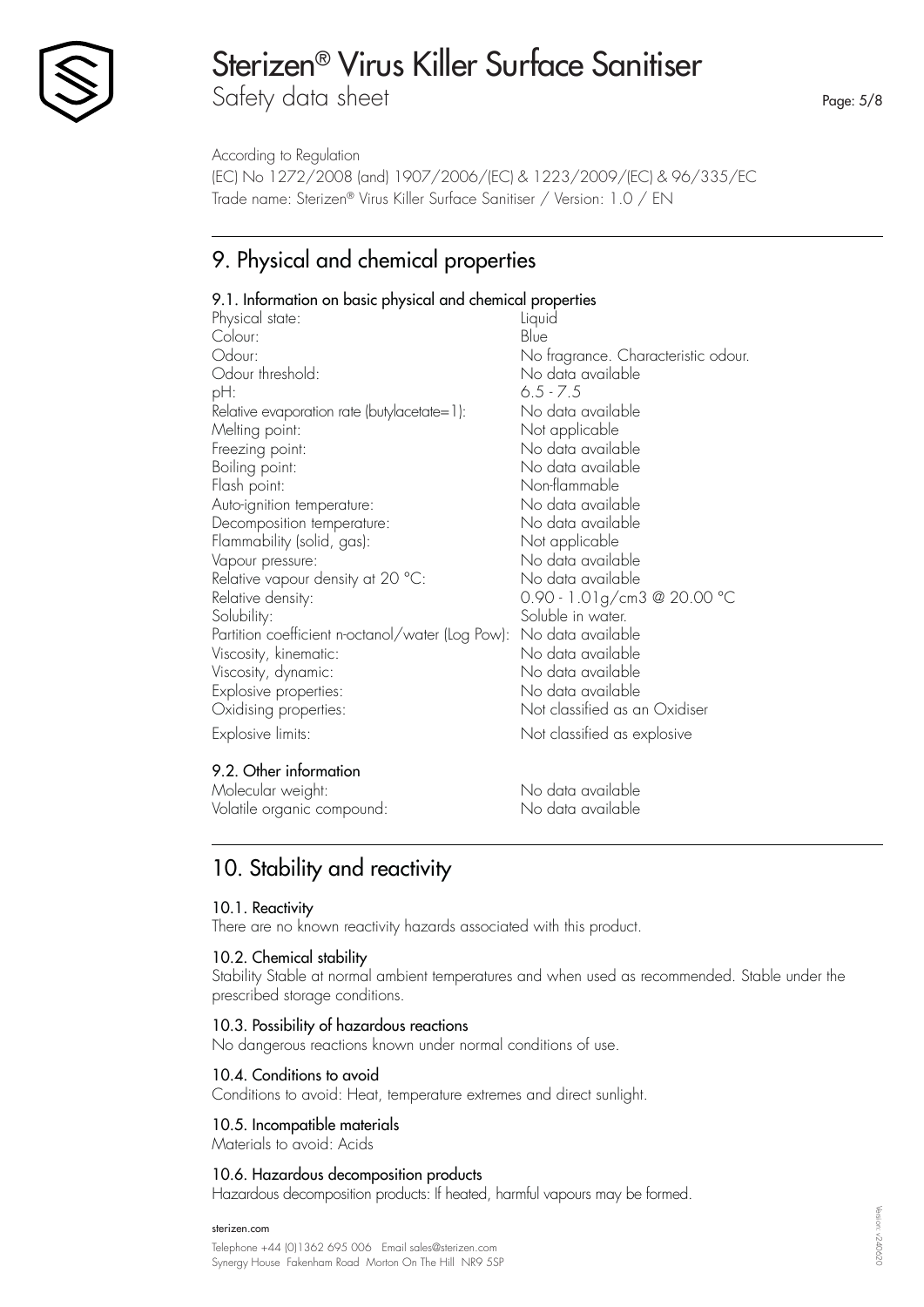According to Regulation
(EC) No 1272/2008 (and) 1907/2006/(EC) & 1223/2009/(EC) & 96/335/EC
Trade name: Sterizen® Virus Killer Surface Sanitiser / Version: 1.0 / EN

## 9. Physical and chemical properties

### 9.1. Information on basic physical and chemical properties

| | |
|---|---|
| Physical state: | Liquid |
| Colour: | Blue |
| Odour: | No fragrance. Characteristic odour. |
| Odour threshold: | No data available |
| pH: | 6.5 - 7.5 |
| Relative evaporation rate (butylacetate=1): | No data available |
| Melting point: | Not applicable |
| Freezing point: | No data available |
| Boiling point: | No data available |
| Flash point: | Non-flammable |
| Auto-ignition temperature: | No data available |
| Decomposition temperature: | No data available |
| Flammability (solid, gas): | Not applicable |
| Vapour pressure: | No data available |
| Relative vapour density at 20 °C: | No data available |
| Relative density: | 0.90 - 1.01g/cm3 @ 20.00 °C |
| Solubility: | Soluble in water. |
| Partition coefficient n-octanol/water (Log Pow): | No data available |
| Viscosity, kinematic: | No data available |
| Viscosity, dynamic: | No data available |
| Explosive properties: | No data available |
| Oxidising properties: | Not classified as an Oxidiser |
| Explosive limits: | Not classified as explosive |

### 9.2. Other information

| | |
|---|---|
| Molecular weight: | No data available |
| Volatile organic compound: | No data available |

## 10. Stability and reactivity

### 10.1. Reactivity
There are no known reactivity hazards associated with this product.

### 10.2. Chemical stability
Stability Stable at normal ambient temperatures and when used as recommended. Stable under the prescribed storage conditions.

### 10.3. Possibility of hazardous reactions
No dangerous reactions known under normal conditions of use.

### 10.4. Conditions to avoid
Conditions to avoid: Heat, temperature extremes and direct sunlight.

### 10.5. Incompatible materials
Materials to avoid: Acids

### 10.6. Hazardous decomposition products
Hazardous decomposition products: If heated, harmful vapours may be formed.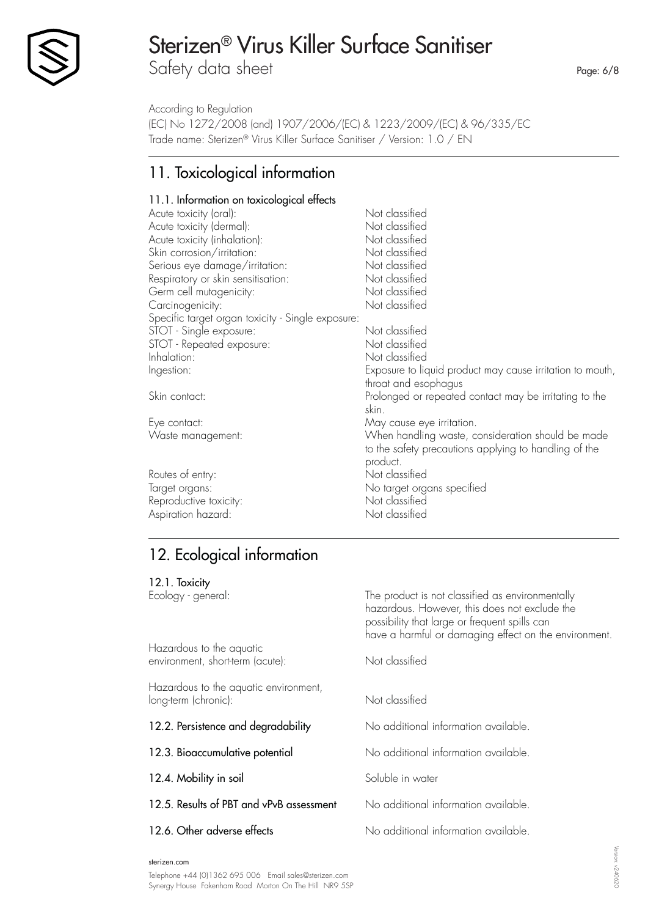According to Regulation
(EC) No 1272/2008 (and) 1907/2006/(EC) & 1223/2009/(EC) & 96/335/EC
Trade name: Sterizen® Virus Killer Surface Sanitiser / Version: 1.0 / EN

## 11. Toxicological information

### 11.1. Information on toxicological effects

| | |
|---|---|
| Acute toxicity (oral): | Not classified |
| Acute toxicity (dermal): | Not classified |
| Acute toxicity (inhalation): | Not classified |
| Skin corrosion/irritation: | Not classified |
| Serious eye damage/irritation: | Not classified |
| Respiratory or skin sensitisation: | Not classified |
| Germ cell mutagenicity: | Not classified |
| Carcinogenicity: | Not classified |
| Specific target organ toxicity - Single exposure: | |
| STOT - Single exposure: | Not classified |
| STOT - Repeated exposure: | Not classified |
| Inhalation: | Not classified |
| Ingestion: | Exposure to liquid product may cause irritation to mouth, throat and esophagus |
| Skin contact: | Prolonged or repeated contact may be irritating to the skin. |
| Eye contact: | May cause eye irritation. |
| Waste management: | When handling waste, consideration should be made to the safety precautions applying to handling of the product. |
| Routes of entry: | Not classified |
| Target organs: | No target organs specified |
| Reproductive toxicity: | Not classified |
| Aspiration hazard: | Not classified |

## 12. Ecological information

### 12.1. Toxicity

| | |
|---|---|
| Ecology - general: | The product is not classified as environmentally hazardous. However, this does not exclude the possibility that large or frequent spills can have a harmful or damaging effect on the environment. |
| Hazardous to the aquatic environment, short-term (acute): | Not classified |
| Hazardous to the aquatic environment, long-term (chronic): | Not classified |

**12.2. Persistence and degradability** — No additional information available.

**12.3. Bioaccumulative potential** — No additional information available.

**12.4. Mobility in soil** — Soluble in water

**12.5. Results of PBT and vPvB assessment** — No additional information available.

**12.6. Other adverse effects** — No additional information available.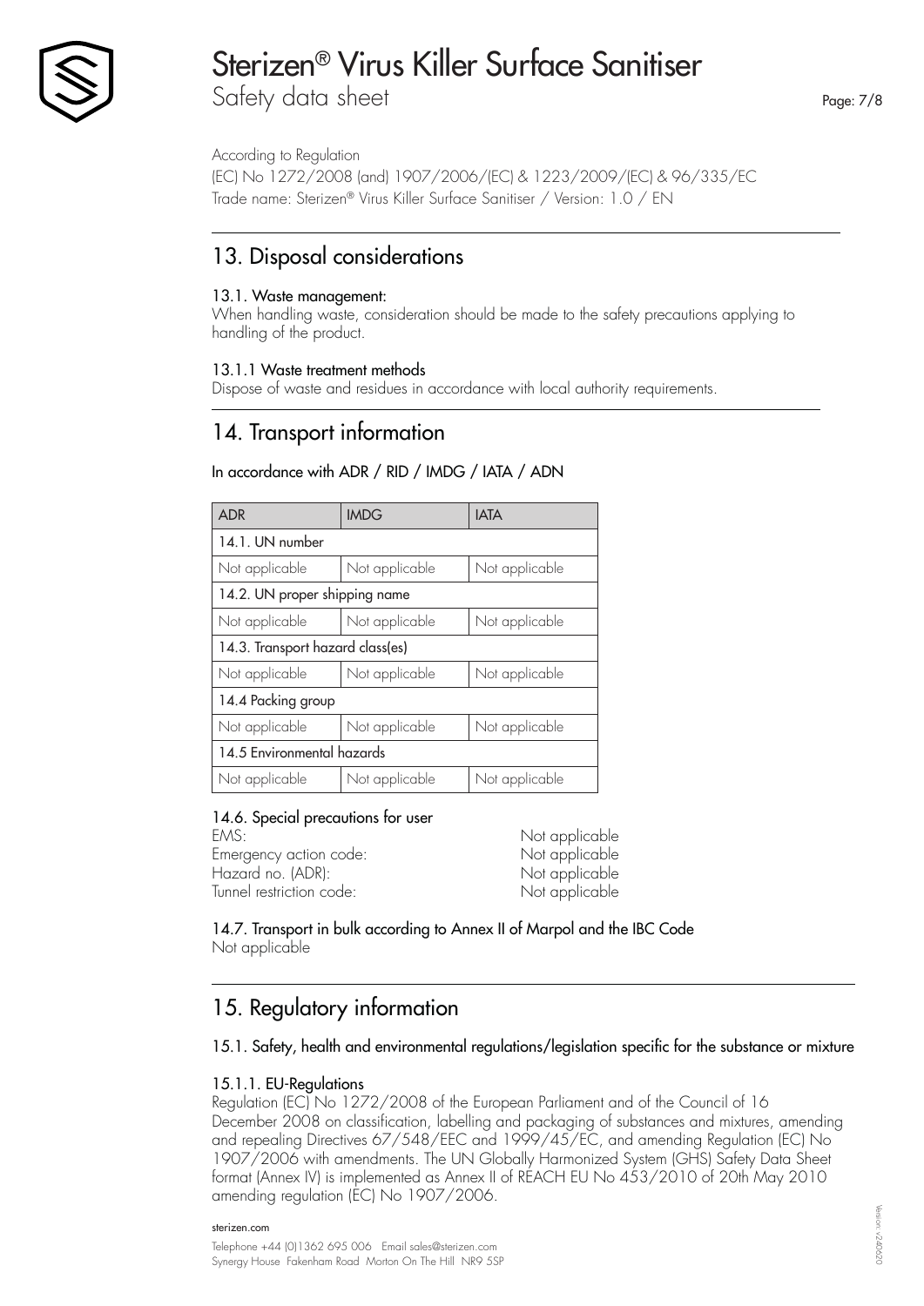According to Regulation
(EC) No 1272/2008 (and) 1907/2006/(EC) & 1223/2009/(EC) & 96/335/EC
Trade name: Sterizen® Virus Killer Surface Sanitiser / Version: 1.0 / EN

## 13. Disposal considerations

### 13.1. Waste management:

When handling waste, consideration should be made to the safety precautions applying to handling of the product.

### 13.1.1 Waste treatment methods

Dispose of waste and residues in accordance with local authority requirements.

## 14. Transport information

In accordance with ADR / RID / IMDG / IATA / ADN

| ADR | IMDG | IATA |
|---|---|---|
| 14.1. UN number | | |
| Not applicable | Not applicable | Not applicable |
| 14.2. UN proper shipping name | | |
| Not applicable | Not applicable | Not applicable |
| 14.3. Transport hazard class(es) | | |
| Not applicable | Not applicable | Not applicable |
| 14.4 Packing group | | |
| Not applicable | Not applicable | Not applicable |
| 14.5 Environmental hazards | | |
| Not applicable | Not applicable | Not applicable |

### 14.6. Special precautions for user

EMS: Not applicable
Emergency action code: Not applicable
Hazard no. (ADR): Not applicable
Tunnel restriction code: Not applicable

### 14.7. Transport in bulk according to Annex II of Marpol and the IBC Code

Not applicable

## 15. Regulatory information

### 15.1. Safety, health and environmental regulations/legislation specific for the substance or mixture

### 15.1.1. EU-Regulations

Regulation (EC) No 1272/2008 of the European Parliament and of the Council of 16 December 2008 on classification, labelling and packaging of substances and mixtures, amending and repealing Directives 67/548/EEC and 1999/45/EC, and amending Regulation (EC) No 1907/2006 with amendments. The UN Globally Harmonized System (GHS) Safety Data Sheet format (Annex IV) is implemented as Annex II of REACH EU No 453/2010 of 20th May 2010 amending regulation (EC) No 1907/2006.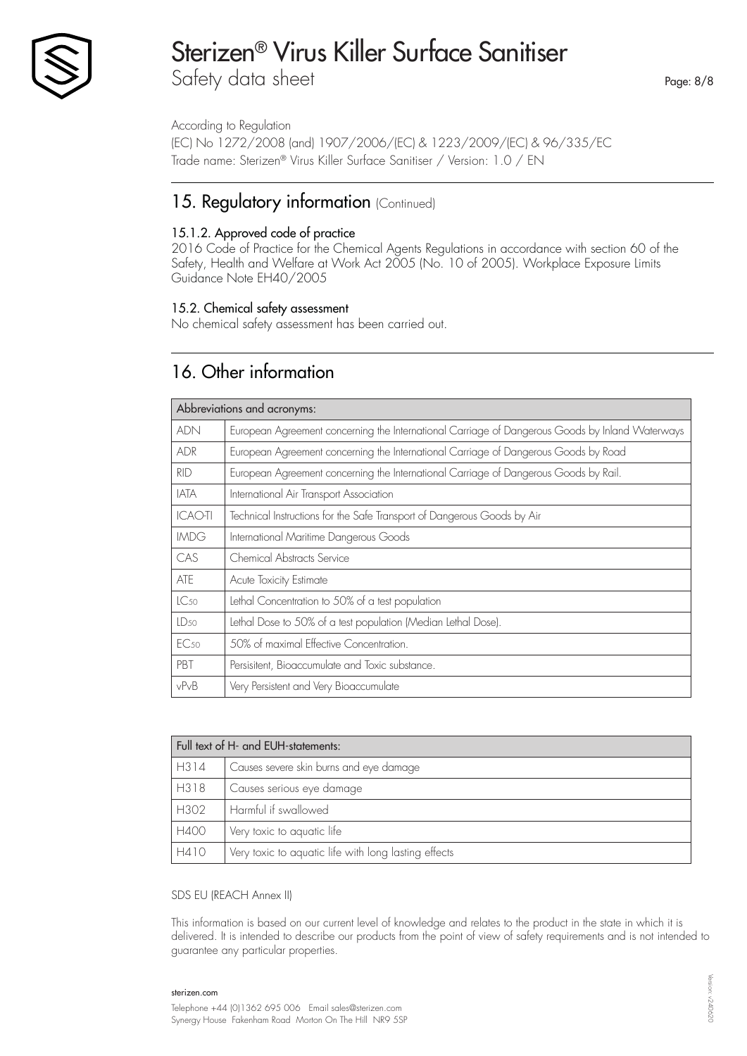According to Regulation
(EC) No 1272/2008 (and) 1907/2006/(EC) & 1223/2009/(EC) & 96/335/EC
Trade name: Sterizen® Virus Killer Surface Sanitiser / Version: 1.0 / EN

## 15. Regulatory information (Continued)

### 15.1.2. Approved code of practice

2016 Code of Practice for the Chemical Agents Regulations in accordance with section 60 of the Safety, Health and Welfare at Work Act 2005 (No. 10 of 2005). Workplace Exposure Limits Guidance Note EH40/2005

### 15.2. Chemical safety assessment

No chemical safety assessment has been carried out.

## 16. Other information

| Abbreviations and acronyms: | |
|---|---|
| ADN | European Agreement concerning the International Carriage of Dangerous Goods by Inland Waterways |
| ADR | European Agreement concerning the International Carriage of Dangerous Goods by Road |
| RID | European Agreement concerning the International Carriage of Dangerous Goods by Rail. |
| IATA | International Air Transport Association |
| ICAO-TI | Technical Instructions for the Safe Transport of Dangerous Goods by Air |
| IMDG | International Maritime Dangerous Goods |
| CAS | Chemical Abstracts Service |
| ATE | Acute Toxicity Estimate |
| $LC_{50}$ | Lethal Concentration to 50% of a test population |
| $LD_{50}$ | Lethal Dose to 50% of a test population (Median Lethal Dose). |
| $EC_{50}$ | 50% of maximal Effective Concentration. |
| PBT | Persisitent, Bioaccumulate and Toxic substance. |
| vPvB | Very Persistent and Very Bioaccumulate |

| Full text of H- and EUH-statements: | |
|---|---|
| H314 | Causes severe skin burns and eye damage |
| H318 | Causes serious eye damage |
| H302 | Harmful if swallowed |
| H400 | Very toxic to aquatic life |
| H410 | Very toxic to aquatic life with long lasting effects |

SDS EU (REACH Annex II)

This information is based on our current level of knowledge and relates to the product in the state in which it is delivered. It is intended to describe our products from the point of view of safety requirements and is not intended to guarantee any particular properties.

sterizen.com

Telephone +44 (0)1362 695 006 Email sales@sterizen.com
Synergy House Fakenham Road Morton On The Hill NR9 5SP

Version: v240620